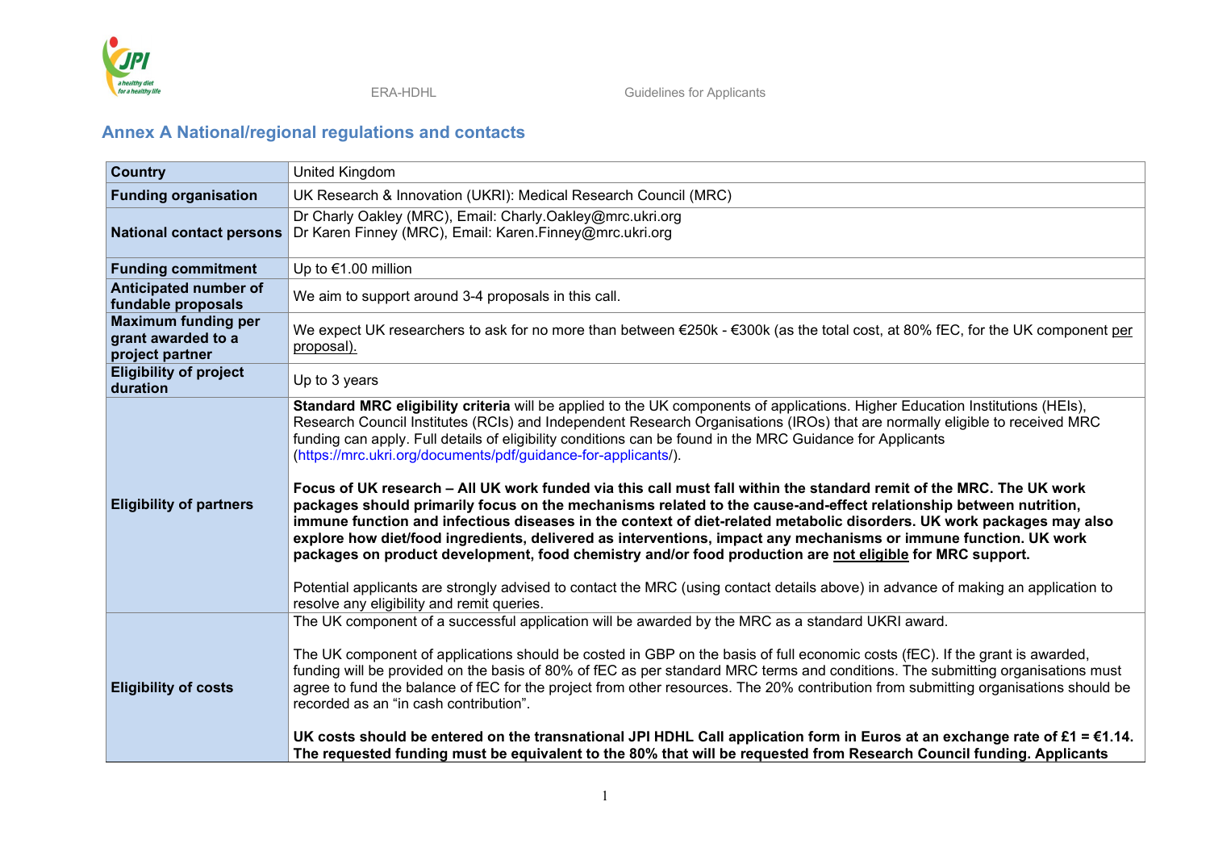## Annex A National/regional regulations and contacts

| | |
|---|---|
| **Country** | United Kingdom |
| **Funding organisation** | UK Research & Innovation (UKRI): Medical Research Council (MRC) |
| **National contact persons** | Dr Charly Oakley (MRC), Email: Charly.Oakley@mrc.ukri.org<br>Dr Karen Finney (MRC), Email: Karen.Finney@mrc.ukri.org |
| **Funding commitment** | Up to €1.00 million |
| **Anticipated number of fundable proposals** | We aim to support around 3-4 proposals in this call. |
| **Maximum funding per grant awarded to a project partner** | We expect UK researchers to ask for no more than between €250k - €300k (as the total cost, at 80% fEC, for the UK component <u>per proposal).</u> |
| **Eligibility of project duration** | Up to 3 years |
| **Eligibility of partners** | **Standard MRC eligibility criteria** will be applied to the UK components of applications. Higher Education Institutions (HEIs), Research Council Institutes (RCIs) and Independent Research Organisations (IROs) that are normally eligible to received MRC funding can apply. Full details of eligibility conditions can be found in the MRC Guidance for Applicants (https://mrc.ukri.org/documents/pdf/guidance-for-applicants/).<br><br>**Focus of UK research – All UK work funded via this call must fall within the standard remit of the MRC. The UK work packages should primarily focus on the mechanisms related to the cause-and-effect relationship between nutrition, immune function and infectious diseases in the context of diet-related metabolic disorders. UK work packages may also explore how diet/food ingredients, delivered as interventions, impact any mechanisms or immune function. UK work packages on product development, food chemistry and/or food production are <u>not eligible</u> for MRC support.**<br><br>Potential applicants are strongly advised to contact the MRC (using contact details above) in advance of making an application to resolve any eligibility and remit queries. |
| **Eligibility of costs** | The UK component of a successful application will be awarded by the MRC as a standard UKRI award.<br><br>The UK component of applications should be costed in GBP on the basis of full economic costs (fEC). If the grant is awarded, funding will be provided on the basis of 80% of fEC as per standard MRC terms and conditions. The submitting organisations must agree to fund the balance of fEC for the project from other resources. The 20% contribution from submitting organisations should be recorded as an "in cash contribution".<br><br>**UK costs should be entered on the transnational JPI HDHL Call application form in Euros at an exchange rate of £1 = €1.14. The requested funding must be equivalent to the 80% that will be requested from Research Council funding. Applicants** |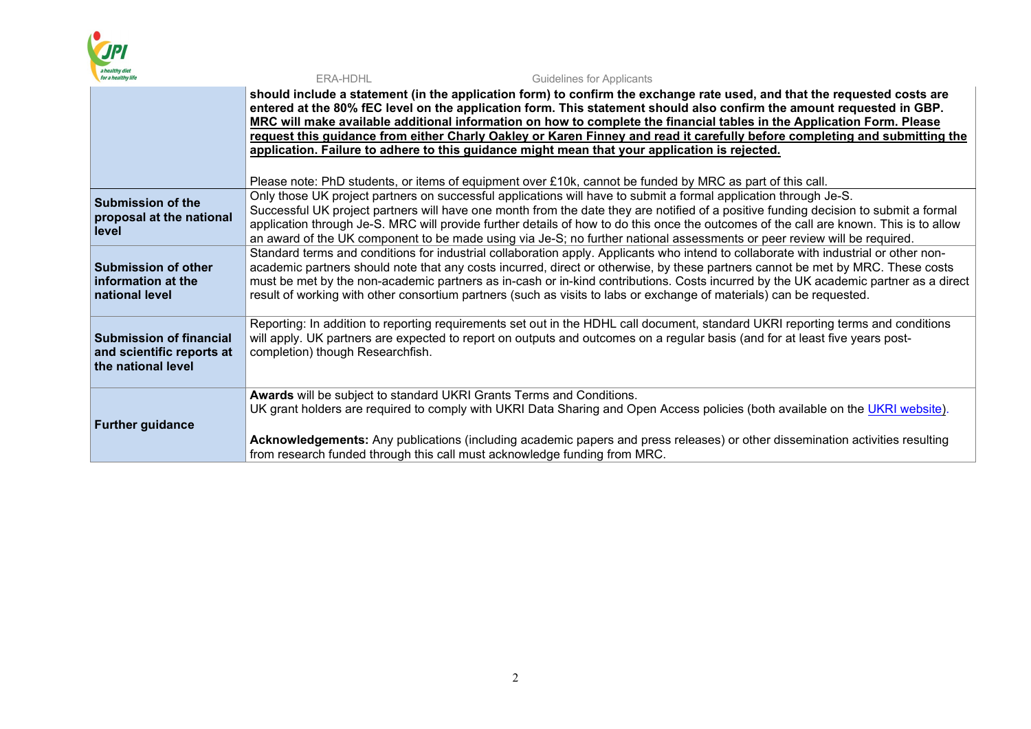| | |
|---|---|
| | **should include a statement (in the application form) to confirm the exchange rate used, and that the requested costs are entered at the 80% fEC level on the application form. This statement should also confirm the amount requested in GBP. MRC will make available additional information on how to complete the financial tables in the Application Form. Please request this guidance from either Charly Oakley or Karen Finney and read it carefully before completing and submitting the application. Failure to adhere to this guidance might mean that your application is rejected.**<br><br>Please note: PhD students, or items of equipment over £10k, cannot be funded by MRC as part of this call. |
| **Submission of the proposal at the national level** | Only those UK project partners on successful applications will have to submit a formal application through Je-S.<br>Successful UK project partners will have one month from the date they are notified of a positive funding decision to submit a formal application through Je-S. MRC will provide further details of how to do this once the outcomes of the call are known. This is to allow an award of the UK component to be made using via Je-S; no further national assessments or peer review will be required. |
| **Submission of other information at the national level** | Standard terms and conditions for industrial collaboration apply. Applicants who intend to collaborate with industrial or other non-academic partners should note that any costs incurred, direct or otherwise, by these partners cannot be met by MRC. These costs must be met by the non-academic partners as in-cash or in-kind contributions. Costs incurred by the UK academic partner as a direct result of working with other consortium partners (such as visits to labs or exchange of materials) can be requested. |
| **Submission of financial and scientific reports at the national level** | Reporting: In addition to reporting requirements set out in the HDHL call document, standard UKRI reporting terms and conditions will apply. UK partners are expected to report on outputs and outcomes on a regular basis (and for at least five years post-completion) though Researchfish. |
| **Further guidance** | **Awards** will be subject to standard UKRI Grants Terms and Conditions.<br>UK grant holders are required to comply with UKRI Data Sharing and Open Access policies (both available on the UKRI website).<br><br>**Acknowledgements:** Any publications (including academic papers and press releases) or other dissemination activities resulting from research funded through this call must acknowledge funding from MRC. |